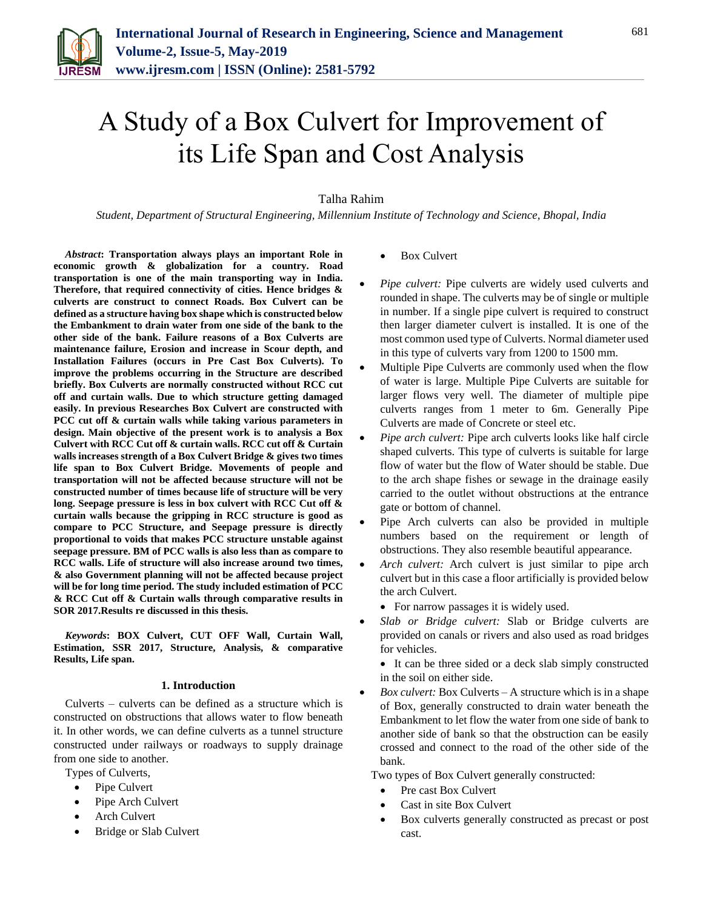# A Study of a Box Culvert for Improvement of its Life Span and Cost Analysis

Talha Rahim

*Student, Department of Structural Engineering, Millennium Institute of Technology and Science, Bhopal, India*

***Abstract*: Transportation always plays an important Role in economic growth & globalization for a country. Road transportation is one of the main transporting way in India. Therefore, that required connectivity of cities. Hence bridges & culverts are construct to connect Roads. Box Culvert can be defined as a structure having box shape which is constructed below the Embankment to drain water from one side of the bank to the other side of the bank. Failure reasons of a Box Culverts are maintenance failure, Erosion and increase in Scour depth, and Installation Failures (occurs in Pre Cast Box Culverts). To improve the problems occurring in the Structure are described briefly. Box Culverts are normally constructed without RCC cut off and curtain walls. Due to which structure getting damaged easily. In previous Researches Box Culvert are constructed with PCC cut off & curtain walls while taking various parameters in design. Main objective of the present work is to analysis a Box Culvert with RCC Cut off & curtain walls. RCC cut off & Curtain walls increases strength of a Box Culvert Bridge & gives two times life span to Box Culvert Bridge. Movements of people and transportation will not be affected because structure will not be constructed number of times because life of structure will be very long. Seepage pressure is less in box culvert with RCC Cut off & curtain walls because the gripping in RCC structure is good as compare to PCC Structure, and Seepage pressure is directly proportional to voids that makes PCC structure unstable against seepage pressure. BM of PCC walls is also less than as compare to RCC walls. Life of structure will also increase around two times, & also Government planning will not be affected because project will be for long time period. The study included estimation of PCC & RCC Cut off & Curtain walls through comparative results in SOR 2017.Results re discussed in this thesis.**

***Keywords*: BOX Culvert, CUT OFF Wall, Curtain Wall, Estimation, SSR 2017, Structure, Analysis, & comparative Results, Life span.**

## 1. Introduction

Culverts – culverts can be defined as a structure which is constructed on obstructions that allows water to flow beneath it. In other words, we can define culverts as a tunnel structure constructed under railways or roadways to supply drainage from one side to another.

Types of Culverts,

- Pipe Culvert
- Pipe Arch Culvert
- Arch Culvert
- Bridge or Slab Culvert
- Box Culvert

- *Pipe culvert:* Pipe culverts are widely used culverts and rounded in shape. The culverts may be of single or multiple in number. If a single pipe culvert is required to construct then larger diameter culvert is installed. It is one of the most common used type of Culverts. Normal diameter used in this type of culverts vary from 1200 to 1500 mm.
- Multiple Pipe Culverts are commonly used when the flow of water is large. Multiple Pipe Culverts are suitable for larger flows very well. The diameter of multiple pipe culverts ranges from 1 meter to 6m. Generally Pipe Culverts are made of Concrete or steel etc.
- *Pipe arch culvert:* Pipe arch culverts looks like half circle shaped culverts. This type of culverts is suitable for large flow of water but the flow of Water should be stable. Due to the arch shape fishes or sewage in the drainage easily carried to the outlet without obstructions at the entrance gate or bottom of channel.
- Pipe Arch culverts can also be provided in multiple numbers based on the requirement or length of obstructions. They also resemble beautiful appearance.
- *Arch culvert:* Arch culvert is just similar to pipe arch culvert but in this case a floor artificially is provided below the arch Culvert.
  - For narrow passages it is widely used.
- *Slab or Bridge culvert:* Slab or Bridge culverts are provided on canals or rivers and also used as road bridges for vehicles.
  - It can be three sided or a deck slab simply constructed in the soil on either side.
- *Box culvert:* Box Culverts – A structure which is in a shape of Box, generally constructed to drain water beneath the Embankment to let flow the water from one side of bank to another side of bank so that the obstruction can be easily crossed and connect to the road of the other side of the bank.

Two types of Box Culvert generally constructed:

- Pre cast Box Culvert
- Cast in site Box Culvert
- Box culverts generally constructed as precast or post cast.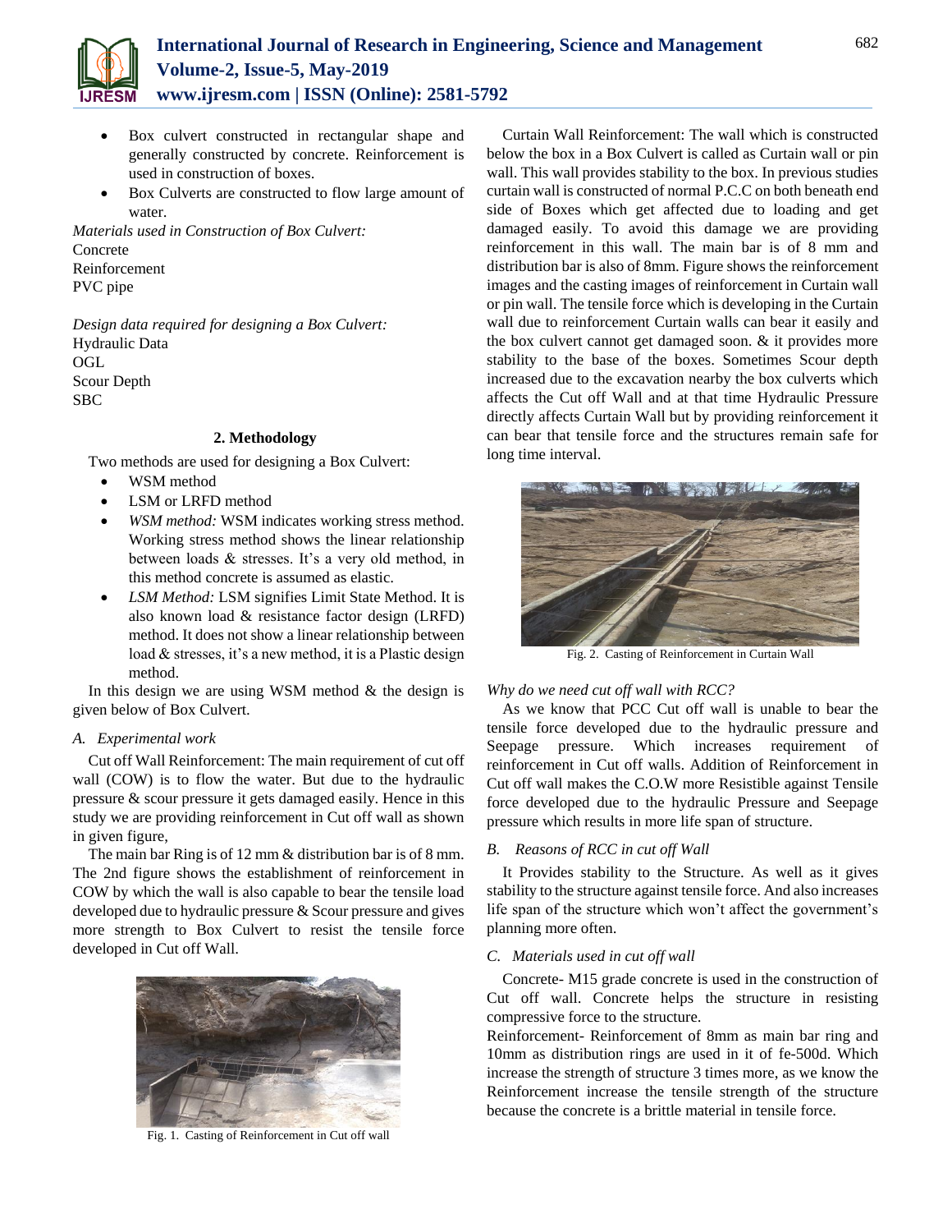- Box culvert constructed in rectangular shape and generally constructed by concrete. Reinforcement is used in construction of boxes.
- Box Culverts are constructed to flow large amount of water.

*Materials used in Construction of Box Culvert:*

Concrete
Reinforcement
PVC pipe

*Design data required for designing a Box Culvert:*

Hydraulic Data
OGL
Scour Depth
SBC

## 2. Methodology

Two methods are used for designing a Box Culvert:

- WSM method
- LSM or LRFD method
- *WSM method:* WSM indicates working stress method. Working stress method shows the linear relationship between loads & stresses. It's a very old method, in this method concrete is assumed as elastic.
- *LSM Method:* LSM signifies Limit State Method. It is also known load & resistance factor design (LRFD) method. It does not show a linear relationship between load & stresses, it's a new method, it is a Plastic design method.

In this design we are using WSM method & the design is given below of Box Culvert.

### A. Experimental work

Cut off Wall Reinforcement: The main requirement of cut off wall (COW) is to flow the water. But due to the hydraulic pressure & scour pressure it gets damaged easily. Hence in this study we are providing reinforcement in Cut off wall as shown in given figure,

The main bar Ring is of 12 mm & distribution bar is of 8 mm. The 2nd figure shows the establishment of reinforcement in COW by which the wall is also capable to bear the tensile load developed due to hydraulic pressure & Scour pressure and gives more strength to Box Culvert to resist the tensile force developed in Cut off Wall.

Fig. 1. Casting of Reinforcement in Cut off wall

Curtain Wall Reinforcement: The wall which is constructed below the box in a Box Culvert is called as Curtain wall or pin wall. This wall provides stability to the box. In previous studies curtain wall is constructed of normal P.C.C on both beneath end side of Boxes which get affected due to loading and get damaged easily. To avoid this damage we are providing reinforcement in this wall. The main bar is of 8 mm and distribution bar is also of 8mm. Figure shows the reinforcement images and the casting images of reinforcement in Curtain wall or pin wall. The tensile force which is developing in the Curtain wall due to reinforcement Curtain walls can bear it easily and the box culvert cannot get damaged soon. & it provides more stability to the base of the boxes. Sometimes Scour depth increased due to the excavation nearby the box culverts which affects the Cut off Wall and at that time Hydraulic Pressure directly affects Curtain Wall but by providing reinforcement it can bear that tensile force and the structures remain safe for long time interval.

Fig. 2. Casting of Reinforcement in Curtain Wall

*Why do we need cut off wall with RCC?*

As we know that PCC Cut off wall is unable to bear the tensile force developed due to the hydraulic pressure and Seepage pressure. Which increases requirement of reinforcement in Cut off walls. Addition of Reinforcement in Cut off wall makes the C.O.W more Resistible against Tensile force developed due to the hydraulic Pressure and Seepage pressure which results in more life span of structure.

### B. Reasons of RCC in cut off Wall

It Provides stability to the Structure. As well as it gives stability to the structure against tensile force. And also increases life span of the structure which won't affect the government's planning more often.

### C. Materials used in cut off wall

Concrete- M15 grade concrete is used in the construction of Cut off wall. Concrete helps the structure in resisting compressive force to the structure.

Reinforcement- Reinforcement of 8mm as main bar ring and 10mm as distribution rings are used in it of fe-500d. Which increase the strength of structure 3 times more, as we know the Reinforcement increase the tensile strength of the structure because the concrete is a brittle material in tensile force.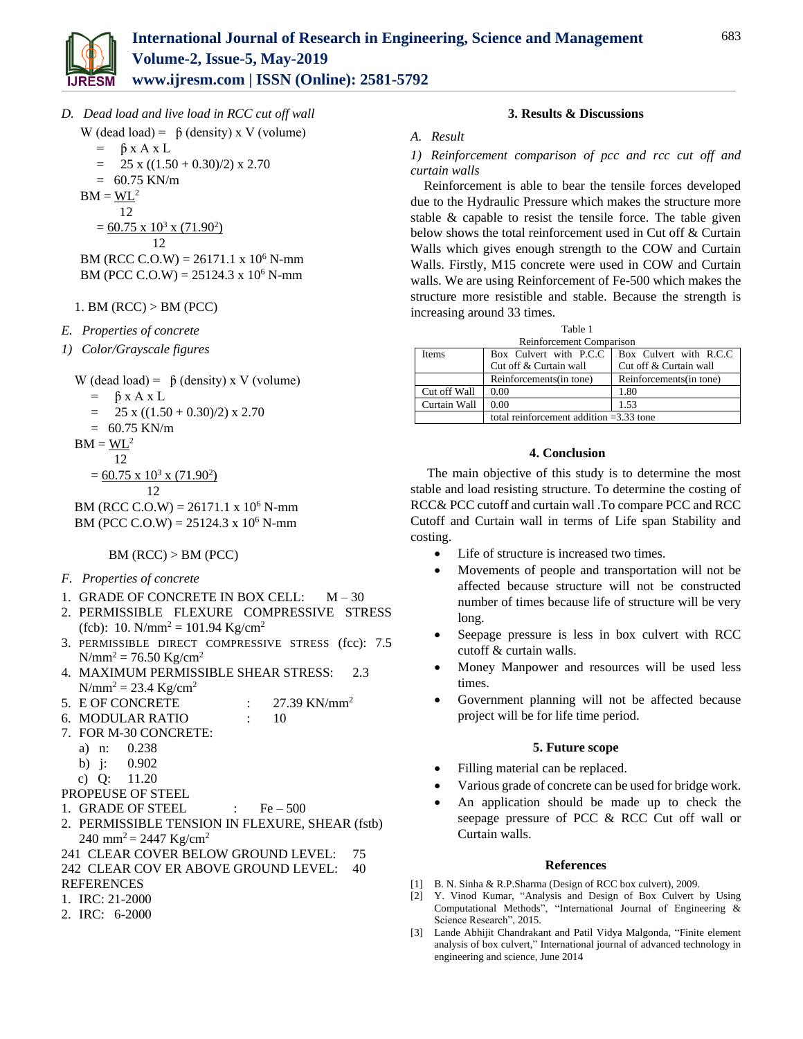*D. Dead load and live load in RCC cut off wall*

W (dead load) = þ (density) x V (volume)

= þ x A x L

= 25 x ((1.50 + 0.30)/2) x 2.70

= 60.75 KN/m

$$BM = \frac{WL^2}{12}$$

$$= \frac{60.75 \times 10^3 \times (71.90^2)}{12}$$

BM (RCC C.O.W) = 26171.1 x $10^6$ N-mm

BM (PCC C.O.W) = 25124.3 x $10^6$ N-mm

1. BM (RCC) > BM (PCC)

*E. Properties of concrete*

*1) Color/Grayscale figures*

W (dead load) = þ (density) x V (volume)

= þ x A x L

= 25 x ((1.50 + 0.30)/2) x 2.70

= 60.75 KN/m

$$BM = \frac{WL^2}{12}$$

$$= \frac{60.75 \times 10^3 \times (71.90^2)}{12}$$

BM (RCC C.O.W) = 26171.1 x $10^6$ N-mm

BM (PCC C.O.W) = 25124.3 x $10^6$ N-mm

BM (RCC) > BM (PCC)

*F. Properties of concrete*

1. GRADE OF CONCRETE IN BOX CELL: M – 30
2. PERMISSIBLE FLEXURE COMPRESSIVE STRESS (fcb): 10. N/mm$^2$ = 101.94 Kg/cm$^2$
3. PERMISSIBLE DIRECT COMPRESSIVE STRESS (fcc): 7.5 N/mm$^2$ = 76.50 Kg/cm$^2$
4. MAXIMUM PERMISSIBLE SHEAR STRESS: 2.3 N/mm$^2$ = 23.4 Kg/cm$^2$
5. E OF CONCRETE : 27.39 KN/mm$^2$
6. MODULAR RATIO : 10
7. FOR M-30 CONCRETE:
   a) n: 0.238
   b) j: 0.902
   c) Q: 11.20

PROPEUSE OF STEEL

1. GRADE OF STEEL : Fe – 500
2. PERMISSIBLE TENSION IN FLEXURE, SHEAR (fstb) 240 mm$^2$ = 2447 Kg/cm$^2$

241 CLEAR COVER BELOW GROUND LEVEL: 75

242 CLEAR COV ER ABOVE GROUND LEVEL: 40

REFERENCES

1. IRC: 21-2000
2. IRC: 6-2000

## 3. Results & Discussions

*A. Result*

*1) Reinforcement comparison of pcc and rcc cut off and curtain walls*

Reinforcement is able to bear the tensile forces developed due to the Hydraulic Pressure which makes the structure more stable & capable to resist the tensile force. The table given below shows the total reinforcement used in Cut off & Curtain Walls which gives enough strength to the COW and Curtain Walls. Firstly, M15 concrete were used in COW and Curtain walls. We are using Reinforcement of Fe-500 which makes the structure more resistible and stable. Because the strength is increasing around 33 times.

Table 1
Reinforcement Comparison

| Items | Box Culvert with P.C.C Cut off & Curtain wall | Box Culvert with R.C.C Cut off & Curtain wall |
|---|---|---|
| | Reinforcements(in tone) | Reinforcements(in tone) |
| Cut off Wall | 0.00 | 1.80 |
| Curtain Wall | 0.00 | 1.53 |
| | total reinforcement addition =3.33 tone | |

## 4. Conclusion

The main objective of this study is to determine the most stable and load resisting structure. To determine the costing of RCC& PCC cutoff and curtain wall .To compare PCC and RCC Cutoff and Curtain wall in terms of Life span Stability and costing.

- Life of structure is increased two times.
- Movements of people and transportation will not be affected because structure will not be constructed number of times because life of structure will be very long.
- Seepage pressure is less in box culvert with RCC cutoff & curtain walls.
- Money Manpower and resources will be used less times.
- Government planning will not be affected because project will be for life time period.

## 5. Future scope

- Filling material can be replaced.
- Various grade of concrete can be used for bridge work.
- An application should be made up to check the seepage pressure of PCC & RCC Cut off wall or Curtain walls.

## References

[1] B. N. Sinha & R.P.Sharma (Design of RCC box culvert), 2009.

[2] Y. Vinod Kumar, "Analysis and Design of Box Culvert by Using Computational Methods", "International Journal of Engineering & Science Research", 2015.

[3] Lande Abhijit Chandrakant and Patil Vidya Malgonda, "Finite element analysis of box culvert," International journal of advanced technology in engineering and science, June 2014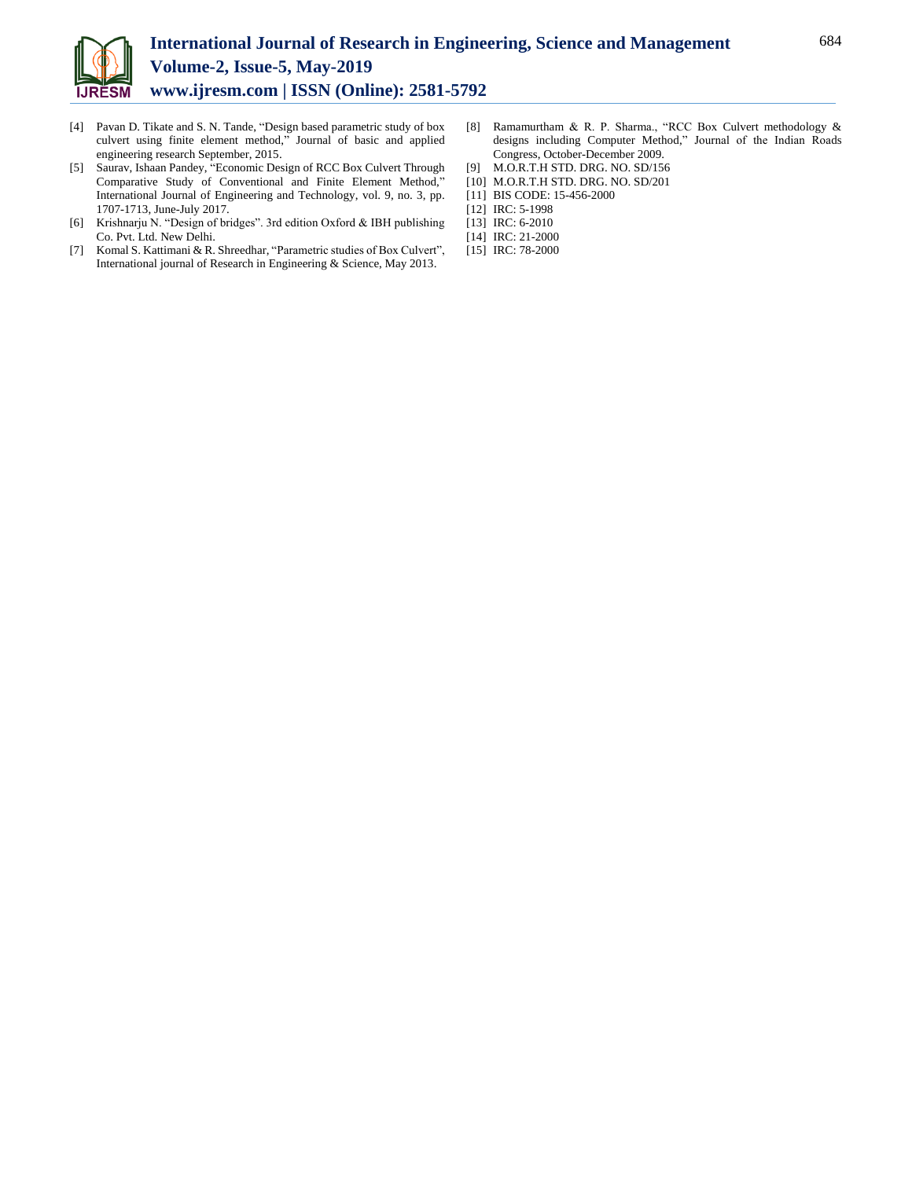[4] Pavan D. Tikate and S. N. Tande, "Design based parametric study of box culvert using finite element method," Journal of basic and applied engineering research September, 2015.

[5] Saurav, Ishaan Pandey, "Economic Design of RCC Box Culvert Through Comparative Study of Conventional and Finite Element Method," International Journal of Engineering and Technology, vol. 9, no. 3, pp. 1707-1713, June-July 2017.

[6] Krishnarju N. "Design of bridges". 3rd edition Oxford & IBH publishing Co. Pvt. Ltd. New Delhi.

[7] Komal S. Kattimani & R. Shreedhar, "Parametric studies of Box Culvert", International journal of Research in Engineering & Science, May 2013.

[8] Ramamurtham & R. P. Sharma., "RCC Box Culvert methodology & designs including Computer Method," Journal of the Indian Roads Congress, October-December 2009.

[9] M.O.R.T.H STD. DRG. NO. SD/156

[10] M.O.R.T.H STD. DRG. NO. SD/201

[11] BIS CODE: 15-456-2000

[12] IRC: 5-1998

[13] IRC: 6-2010

[14] IRC: 21-2000

[15] IRC: 78-2000